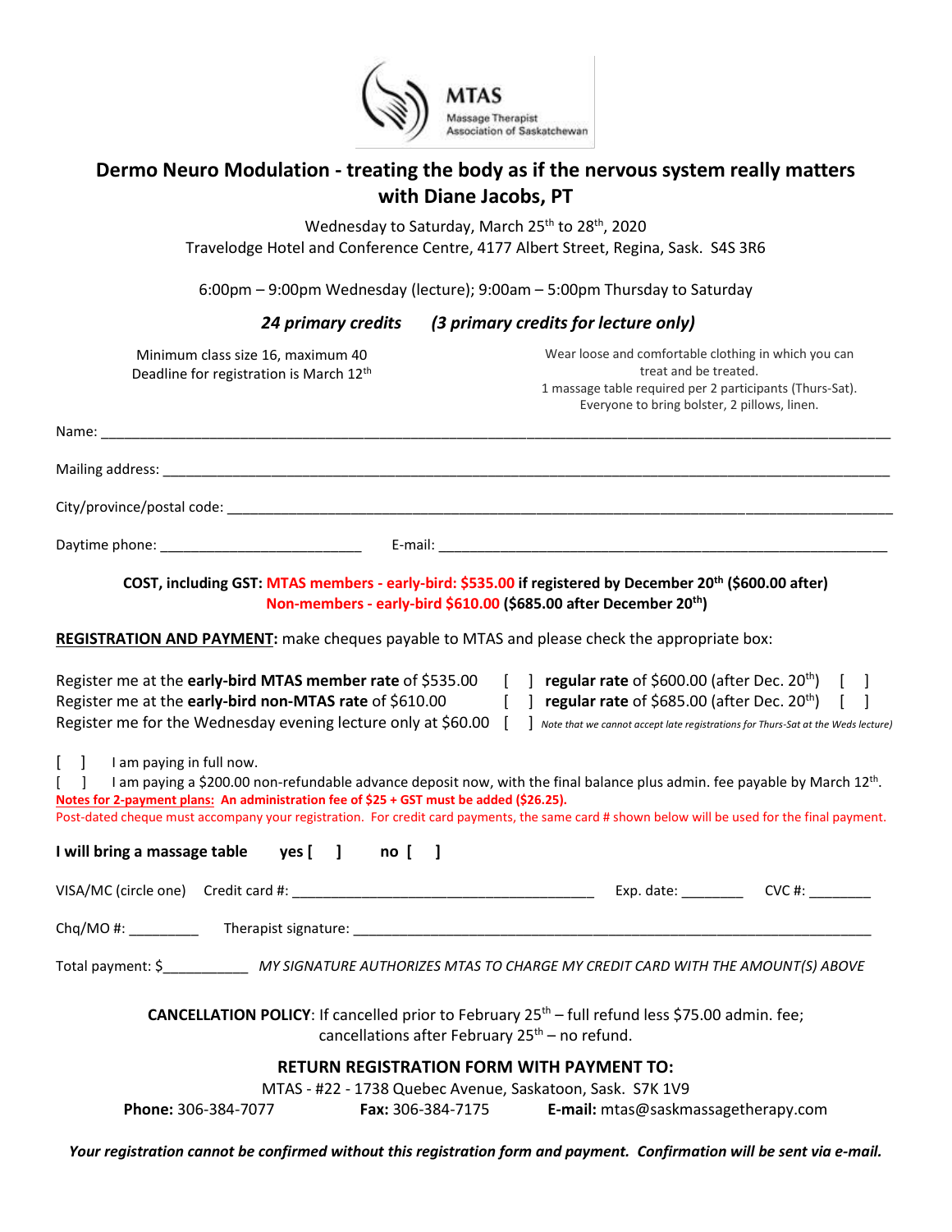MTAS
Massage Therapist Association of Saskatchewan

# Dermo Neuro Modulation - treating the body as if the nervous system really matters with Diane Jacobs, PT

Wednesday to Saturday, March 25th to 28th, 2020
Travelodge Hotel and Conference Centre, 4177 Albert Street, Regina, Sask. S4S 3R6

6:00pm – 9:00pm Wednesday (lecture); 9:00am – 5:00pm Thursday to Saturday

***24 primary credits*** ***(3 primary credits for lecture only)***

Minimum class size 16, maximum 40
Deadline for registration is March 12th

Wear loose and comfortable clothing in which you can treat and be treated.
1 massage table required per 2 participants (Thurs-Sat).
Everyone to bring bolster, 2 pillows, linen.

Name: ____________________________________________

Mailing address: ____________________________________________

City/province/postal code: ____________________________________________

Daytime phone: __________________________ E-mail: ____________________________________________

**COST, including GST: MTAS members - early-bird: $535.00 if registered by December 20th ($600.00 after)**
**Non-members - early-bird $610.00 ($685.00 after December 20th)**

**REGISTRATION AND PAYMENT:** make cheques payable to MTAS and please check the appropriate box:

Register me at the **early-bird MTAS member rate** of $535.00 [ ] **regular rate** of $600.00 (after Dec. 20th) [ ]
Register me at the **early-bird non-MTAS rate** of $610.00 [ ] **regular rate** of $685.00 (after Dec. 20th) [ ]
Register me for the Wednesday evening lecture only at $60.00 [ ] *Note that we cannot accept late registrations for Thurs-Sat at the Weds lecture)*

[ ] I am paying in full now.
[ ] I am paying a $200.00 non-refundable advance deposit now, with the final balance plus admin. fee payable by March 12th.
**Notes for 2-payment plans: An administration fee of $25 + GST must be added ($26.25).**
Post-dated cheque must accompany your registration. For credit card payments, the same card # shown below will be used for the final payment.

**I will bring a massage table yes [ ] no [ ]**

VISA/MC (circle one) Credit card #: ______________________________ Exp. date: ________ CVC #: ________

Chq/MO #: _________ Therapist signature: ____________________________________________

Total payment: $___________ *MY SIGNATURE AUTHORIZES MTAS TO CHARGE MY CREDIT CARD WITH THE AMOUNT(S) ABOVE*

**CANCELLATION POLICY**: If cancelled prior to February 25th – full refund less $75.00 admin. fee; cancellations after February 25th – no refund.

**RETURN REGISTRATION FORM WITH PAYMENT TO:**
MTAS - #22 - 1738 Quebec Avenue, Saskatoon, Sask. S7K 1V9
**Phone:** 306-384-7077 **Fax:** 306-384-7175 **E-mail:** mtas@saskmassagetherapy.com

***Your registration cannot be confirmed without this registration form and payment. Confirmation will be sent via e-mail.***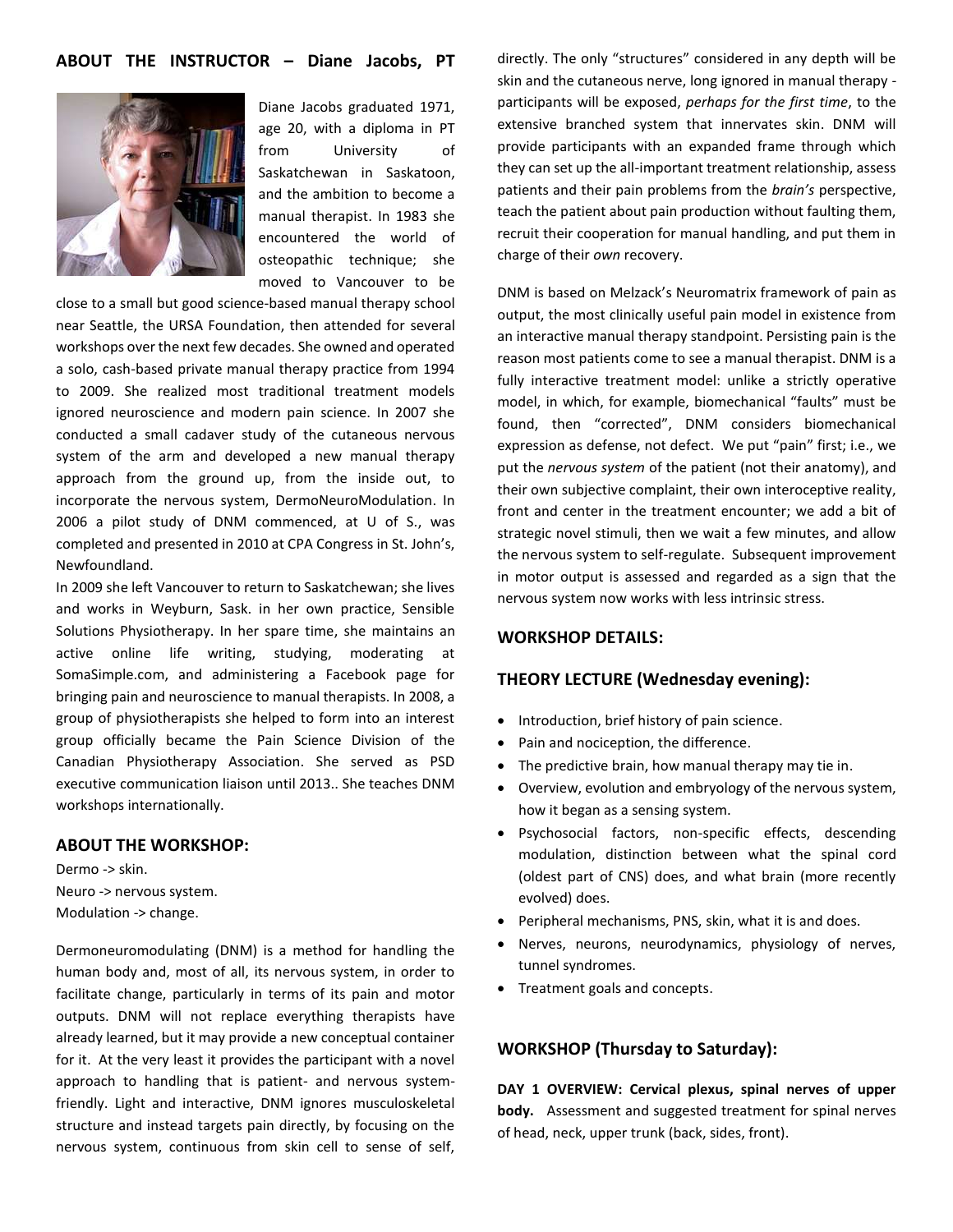## ABOUT THE INSTRUCTOR – Diane Jacobs, PT

Diane Jacobs graduated 1971, age 20, with a diploma in PT from University of Saskatchewan in Saskatoon, and the ambition to become a manual therapist. In 1983 she encountered the world of osteopathic technique; she moved to Vancouver to be close to a small but good science-based manual therapy school near Seattle, the URSA Foundation, then attended for several workshops over the next few decades. She owned and operated a solo, cash-based private manual therapy practice from 1994 to 2009. She realized most traditional treatment models ignored neuroscience and modern pain science. In 2007 she conducted a small cadaver study of the cutaneous nervous system of the arm and developed a new manual therapy approach from the ground up, from the inside out, to incorporate the nervous system, DermoNeuroModulation. In 2006 a pilot study of DNM commenced, at U of S., was completed and presented in 2010 at CPA Congress in St. John's, Newfoundland.

In 2009 she left Vancouver to return to Saskatchewan; she lives and works in Weyburn, Sask. in her own practice, Sensible Solutions Physiotherapy. In her spare time, she maintains an active online life writing, studying, moderating at SomaSimple.com, and administering a Facebook page for bringing pain and neuroscience to manual therapists. In 2008, a group of physiotherapists she helped to form into an interest group officially became the Pain Science Division of the Canadian Physiotherapy Association. She served as PSD executive communication liaison until 2013.. She teaches DNM workshops internationally.

## ABOUT THE WORKSHOP:

Dermo -> skin.
Neuro -> nervous system.
Modulation -> change.

Dermoneuromodulating (DNM) is a method for handling the human body and, most of all, its nervous system, in order to facilitate change, particularly in terms of its pain and motor outputs. DNM will not replace everything therapists have already learned, but it may provide a new conceptual container for it. At the very least it provides the participant with a novel approach to handling that is patient- and nervous system-friendly. Light and interactive, DNM ignores musculoskeletal structure and instead targets pain directly, by focusing on the nervous system, continuous from skin cell to sense of self, directly. The only "structures" considered in any depth will be skin and the cutaneous nerve, long ignored in manual therapy - participants will be exposed, *perhaps for the first time*, to the extensive branched system that innervates skin. DNM will provide participants with an expanded frame through which they can set up the all-important treatment relationship, assess patients and their pain problems from the *brain's* perspective, teach the patient about pain production without faulting them, recruit their cooperation for manual handling, and put them in charge of their *own* recovery.

DNM is based on Melzack's Neuromatrix framework of pain as output, the most clinically useful pain model in existence from an interactive manual therapy standpoint. Persisting pain is the reason most patients come to see a manual therapist. DNM is a fully interactive treatment model: unlike a strictly operative model, in which, for example, biomechanical "faults" must be found, then "corrected", DNM considers biomechanical expression as defense, not defect. We put "pain" first; i.e., we put the *nervous system* of the patient (not their anatomy), and their own subjective complaint, their own interoceptive reality, front and center in the treatment encounter; we add a bit of strategic novel stimuli, then we wait a few minutes, and allow the nervous system to self-regulate. Subsequent improvement in motor output is assessed and regarded as a sign that the nervous system now works with less intrinsic stress.

## WORKSHOP DETAILS:

### THEORY LECTURE (Wednesday evening):

- Introduction, brief history of pain science.
- Pain and nociception, the difference.
- The predictive brain, how manual therapy may tie in.
- Overview, evolution and embryology of the nervous system, how it began as a sensing system.
- Psychosocial factors, non-specific effects, descending modulation, distinction between what the spinal cord (oldest part of CNS) does, and what brain (more recently evolved) does.
- Peripheral mechanisms, PNS, skin, what it is and does.
- Nerves, neurons, neurodynamics, physiology of nerves, tunnel syndromes.
- Treatment goals and concepts.

### WORKSHOP (Thursday to Saturday):

**DAY 1 OVERVIEW: Cervical plexus, spinal nerves of upper body.** Assessment and suggested treatment for spinal nerves of head, neck, upper trunk (back, sides, front).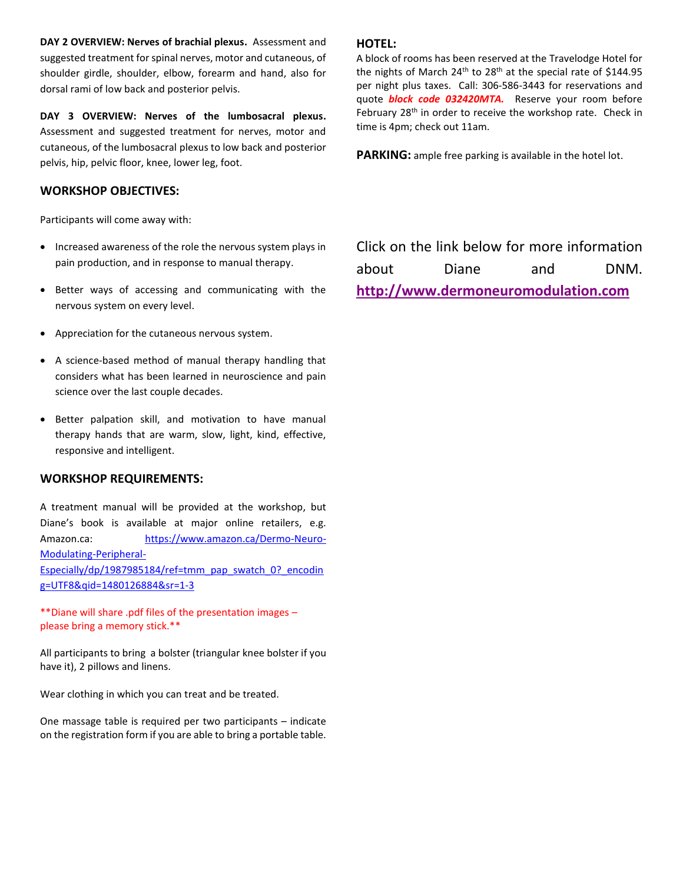**DAY 2 OVERVIEW: Nerves of brachial plexus.** Assessment and suggested treatment for spinal nerves, motor and cutaneous, of shoulder girdle, shoulder, elbow, forearm and hand, also for dorsal rami of low back and posterior pelvis.

**DAY 3 OVERVIEW: Nerves of the lumbosacral plexus.** Assessment and suggested treatment for nerves, motor and cutaneous, of the lumbosacral plexus to low back and posterior pelvis, hip, pelvic floor, knee, lower leg, foot.

## WORKSHOP OBJECTIVES:

Participants will come away with:

- Increased awareness of the role the nervous system plays in pain production, and in response to manual therapy.
- Better ways of accessing and communicating with the nervous system on every level.
- Appreciation for the cutaneous nervous system.
- A science-based method of manual therapy handling that considers what has been learned in neuroscience and pain science over the last couple decades.
- Better palpation skill, and motivation to have manual therapy hands that are warm, slow, light, kind, effective, responsive and intelligent.

## WORKSHOP REQUIREMENTS:

A treatment manual will be provided at the workshop, but Diane's book is available at major online retailers, e.g. Amazon.ca: https://www.amazon.ca/Dermo-Neuro-Modulating-Peripheral-Especially/dp/1987985184/ref=tmm_pap_swatch_0?_encoding=UTF8&qid=1480126884&sr=1-3

**Diane will share .pdf files of the presentation images – please bring a memory stick.**

All participants to bring a bolster (triangular knee bolster if you have it), 2 pillows and linens.

Wear clothing in which you can treat and be treated.

One massage table is required per two participants – indicate on the registration form if you are able to bring a portable table.

## HOTEL:

A block of rooms has been reserved at the Travelodge Hotel for the nights of March 24th to 28th at the special rate of $144.95 per night plus taxes. Call: 306-586-3443 for reservations and quote ***block code 032420MTA.*** Reserve your room before February 28th in order to receive the workshop rate. Check in time is 4pm; check out 11am.

**PARKING:** ample free parking is available in the hotel lot.

Click on the link below for more information about Diane and DNM.
**http://www.dermoneuromodulation.com**